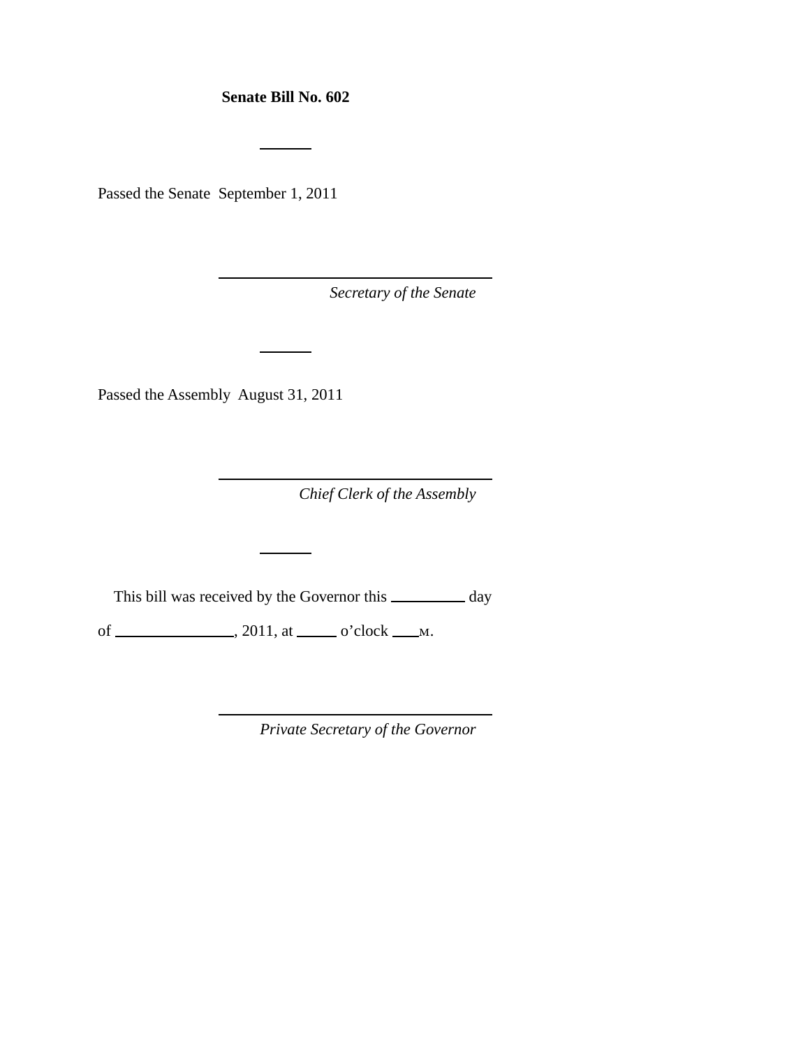**Senate Bill No. 602**

---

Passed the Senate September 1, 2011

\_\_\_\_\_\_\_\_\_\_\_\_\_\_\_\_\_\_\_\_\_\_\_\_\_\_\_\_\_\_\_\_\_

*Secretary of the Senate*

---

Passed the Assembly August 31, 2011

\_\_\_\_\_\_\_\_\_\_\_\_\_\_\_\_\_\_\_\_\_\_\_\_\_\_\_\_\_\_\_\_\_

*Chief Clerk of the Assembly*

---

This bill was received by the Governor this \_\_\_\_\_\_\_\_\_\_ day of \_\_\_\_\_\_\_\_\_\_\_\_\_\_\_\_, 2011, at \_\_\_\_\_ o’clock \_\_\_\_M.

\_\_\_\_\_\_\_\_\_\_\_\_\_\_\_\_\_\_\_\_\_\_\_\_\_\_\_\_\_\_\_\_\_

*Private Secretary of the Governor*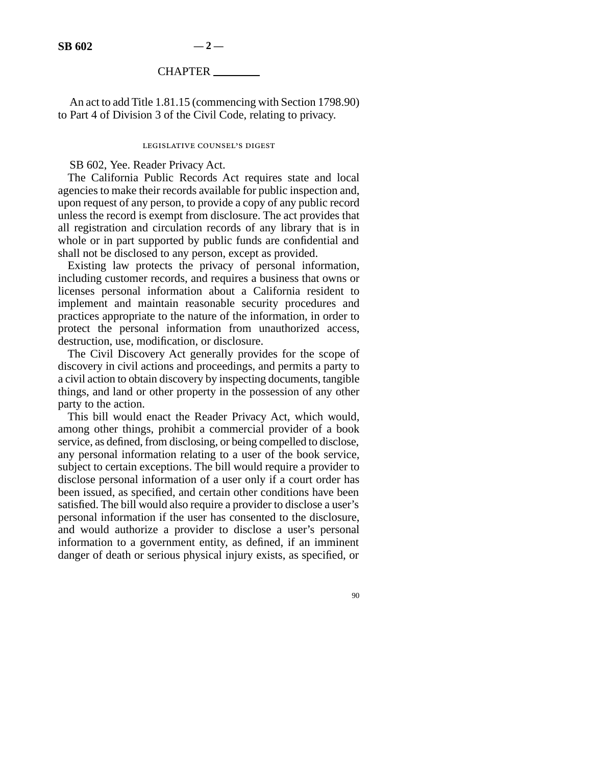CHAPTER ________

An act to add Title 1.81.15 (commencing with Section 1798.90) to Part 4 of Division 3 of the Civil Code, relating to privacy.

LEGISLATIVE COUNSEL'S DIGEST

SB 602, Yee. Reader Privacy Act.

The California Public Records Act requires state and local agencies to make their records available for public inspection and, upon request of any person, to provide a copy of any public record unless the record is exempt from disclosure. The act provides that all registration and circulation records of any library that is in whole or in part supported by public funds are confidential and shall not be disclosed to any person, except as provided.

Existing law protects the privacy of personal information, including customer records, and requires a business that owns or licenses personal information about a California resident to implement and maintain reasonable security procedures and practices appropriate to the nature of the information, in order to protect the personal information from unauthorized access, destruction, use, modification, or disclosure.

The Civil Discovery Act generally provides for the scope of discovery in civil actions and proceedings, and permits a party to a civil action to obtain discovery by inspecting documents, tangible things, and land or other property in the possession of any other party to the action.

This bill would enact the Reader Privacy Act, which would, among other things, prohibit a commercial provider of a book service, as defined, from disclosing, or being compelled to disclose, any personal information relating to a user of the book service, subject to certain exceptions. The bill would require a provider to disclose personal information of a user only if a court order has been issued, as specified, and certain other conditions have been satisfied. The bill would also require a provider to disclose a user's personal information if the user has consented to the disclosure, and would authorize a provider to disclose a user's personal information to a government entity, as defined, if an imminent danger of death or serious physical injury exists, as specified, or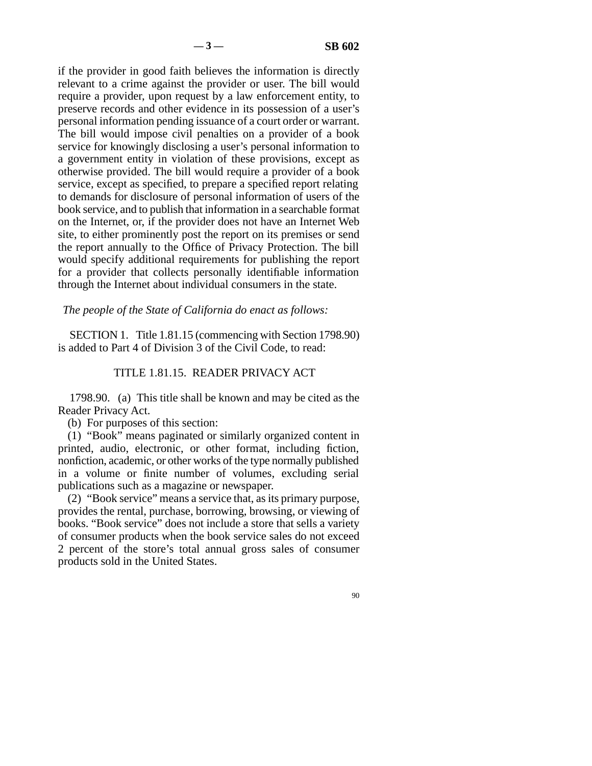if the provider in good faith believes the information is directly relevant to a crime against the provider or user. The bill would require a provider, upon request by a law enforcement entity, to preserve records and other evidence in its possession of a user's personal information pending issuance of a court order or warrant. The bill would impose civil penalties on a provider of a book service for knowingly disclosing a user's personal information to a government entity in violation of these provisions, except as otherwise provided. The bill would require a provider of a book service, except as specified, to prepare a specified report relating to demands for disclosure of personal information of users of the book service, and to publish that information in a searchable format on the Internet, or, if the provider does not have an Internet Web site, to either prominently post the report on its premises or send the report annually to the Office of Privacy Protection. The bill would specify additional requirements for publishing the report for a provider that collects personally identifiable information through the Internet about individual consumers in the state.

*The people of the State of California do enact as follows:*

SECTION 1. Title 1.81.15 (commencing with Section 1798.90) is added to Part 4 of Division 3 of the Civil Code, to read:

## TITLE 1.81.15. READER PRIVACY ACT

1798.90. (a) This title shall be known and may be cited as the Reader Privacy Act.

(b) For purposes of this section:

(1) "Book" means paginated or similarly organized content in printed, audio, electronic, or other format, including fiction, nonfiction, academic, or other works of the type normally published in a volume or finite number of volumes, excluding serial publications such as a magazine or newspaper.

(2) "Book service" means a service that, as its primary purpose, provides the rental, purchase, borrowing, browsing, or viewing of books. "Book service" does not include a store that sells a variety of consumer products when the book service sales do not exceed 2 percent of the store's total annual gross sales of consumer products sold in the United States.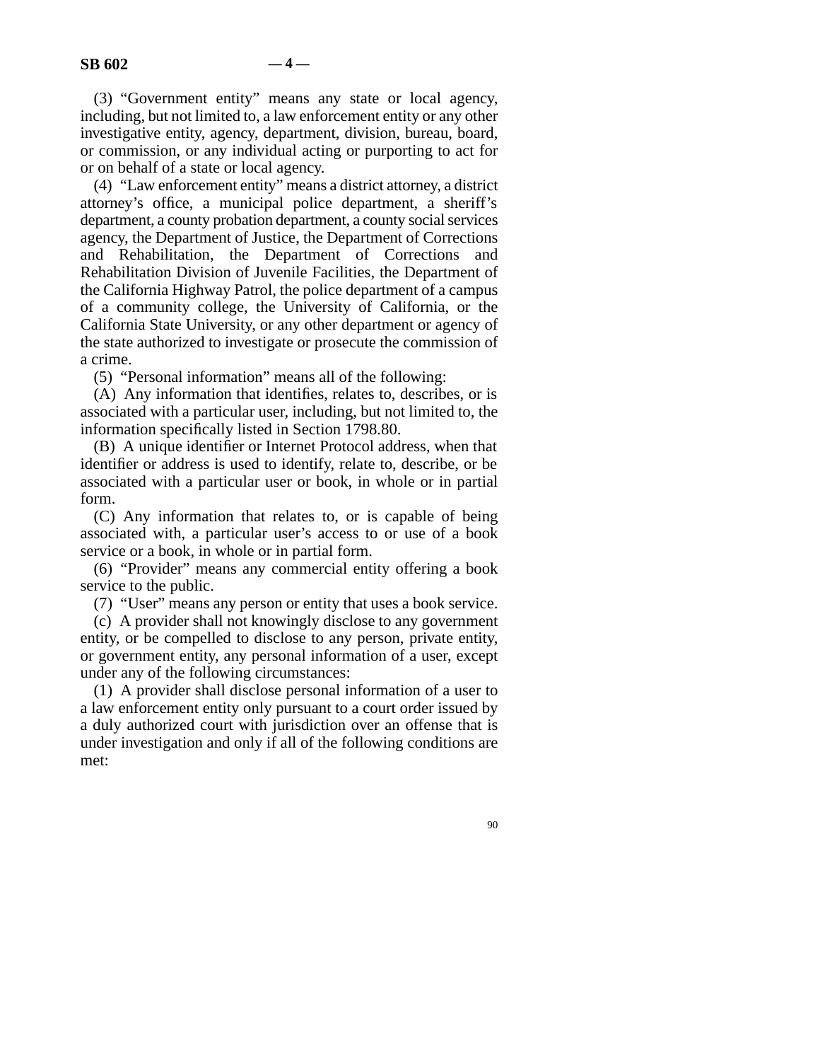(3) “Government entity” means any state or local agency, including, but not limited to, a law enforcement entity or any other investigative entity, agency, department, division, bureau, board, or commission, or any individual acting or purporting to act for or on behalf of a state or local agency.

(4) “Law enforcement entity” means a district attorney, a district attorney’s office, a municipal police department, a sheriff’s department, a county probation department, a county social services agency, the Department of Justice, the Department of Corrections and Rehabilitation, the Department of Corrections and Rehabilitation Division of Juvenile Facilities, the Department of the California Highway Patrol, the police department of a campus of a community college, the University of California, or the California State University, or any other department or agency of the state authorized to investigate or prosecute the commission of a crime.

(5) “Personal information” means all of the following:

(A) Any information that identifies, relates to, describes, or is associated with a particular user, including, but not limited to, the information specifically listed in Section 1798.80.

(B) A unique identifier or Internet Protocol address, when that identifier or address is used to identify, relate to, describe, or be associated with a particular user or book, in whole or in partial form.

(C) Any information that relates to, or is capable of being associated with, a particular user’s access to or use of a book service or a book, in whole or in partial form.

(6) “Provider” means any commercial entity offering a book service to the public.

(7) “User” means any person or entity that uses a book service.

(c) A provider shall not knowingly disclose to any government entity, or be compelled to disclose to any person, private entity, or government entity, any personal information of a user, except under any of the following circumstances:

(1) A provider shall disclose personal information of a user to a law enforcement entity only pursuant to a court order issued by a duly authorized court with jurisdiction over an offense that is under investigation and only if all of the following conditions are met: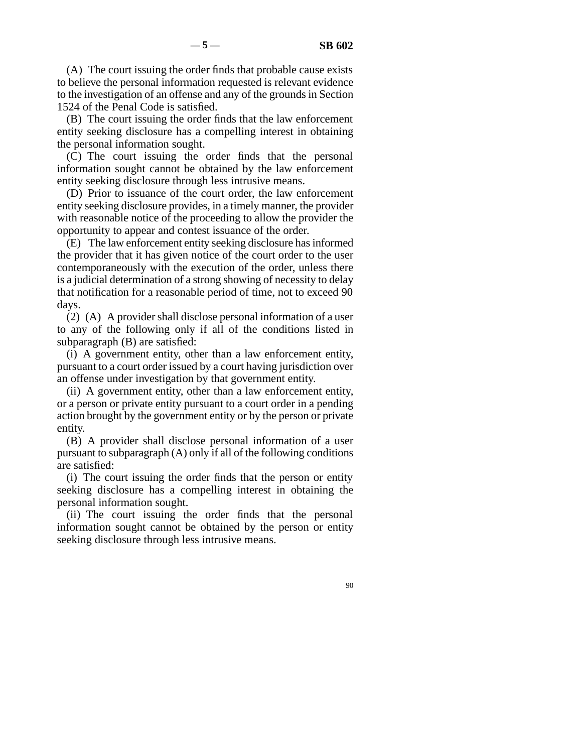(A) The court issuing the order finds that probable cause exists to believe the personal information requested is relevant evidence to the investigation of an offense and any of the grounds in Section 1524 of the Penal Code is satisfied.

(B) The court issuing the order finds that the law enforcement entity seeking disclosure has a compelling interest in obtaining the personal information sought.

(C) The court issuing the order finds that the personal information sought cannot be obtained by the law enforcement entity seeking disclosure through less intrusive means.

(D) Prior to issuance of the court order, the law enforcement entity seeking disclosure provides, in a timely manner, the provider with reasonable notice of the proceeding to allow the provider the opportunity to appear and contest issuance of the order.

(E) The law enforcement entity seeking disclosure has informed the provider that it has given notice of the court order to the user contemporaneously with the execution of the order, unless there is a judicial determination of a strong showing of necessity to delay that notification for a reasonable period of time, not to exceed 90 days.

(2) (A) A provider shall disclose personal information of a user to any of the following only if all of the conditions listed in subparagraph (B) are satisfied:

(i) A government entity, other than a law enforcement entity, pursuant to a court order issued by a court having jurisdiction over an offense under investigation by that government entity.

(ii) A government entity, other than a law enforcement entity, or a person or private entity pursuant to a court order in a pending action brought by the government entity or by the person or private entity.

(B) A provider shall disclose personal information of a user pursuant to subparagraph (A) only if all of the following conditions are satisfied:

(i) The court issuing the order finds that the person or entity seeking disclosure has a compelling interest in obtaining the personal information sought.

(ii) The court issuing the order finds that the personal information sought cannot be obtained by the person or entity seeking disclosure through less intrusive means.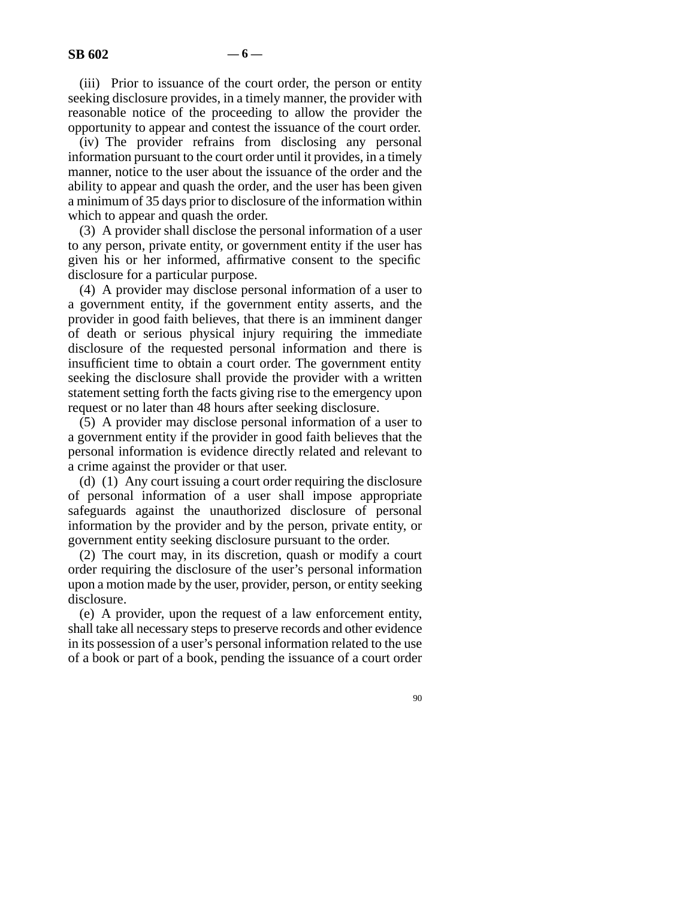(iii) Prior to issuance of the court order, the person or entity seeking disclosure provides, in a timely manner, the provider with reasonable notice of the proceeding to allow the provider the opportunity to appear and contest the issuance of the court order.

(iv) The provider refrains from disclosing any personal information pursuant to the court order until it provides, in a timely manner, notice to the user about the issuance of the order and the ability to appear and quash the order, and the user has been given a minimum of 35 days prior to disclosure of the information within which to appear and quash the order.

(3) A provider shall disclose the personal information of a user to any person, private entity, or government entity if the user has given his or her informed, affirmative consent to the specific disclosure for a particular purpose.

(4) A provider may disclose personal information of a user to a government entity, if the government entity asserts, and the provider in good faith believes, that there is an imminent danger of death or serious physical injury requiring the immediate disclosure of the requested personal information and there is insufficient time to obtain a court order. The government entity seeking the disclosure shall provide the provider with a written statement setting forth the facts giving rise to the emergency upon request or no later than 48 hours after seeking disclosure.

(5) A provider may disclose personal information of a user to a government entity if the provider in good faith believes that the personal information is evidence directly related and relevant to a crime against the provider or that user.

(d) (1) Any court issuing a court order requiring the disclosure of personal information of a user shall impose appropriate safeguards against the unauthorized disclosure of personal information by the provider and by the person, private entity, or government entity seeking disclosure pursuant to the order.

(2) The court may, in its discretion, quash or modify a court order requiring the disclosure of the user's personal information upon a motion made by the user, provider, person, or entity seeking disclosure.

(e) A provider, upon the request of a law enforcement entity, shall take all necessary steps to preserve records and other evidence in its possession of a user's personal information related to the use of a book or part of a book, pending the issuance of a court order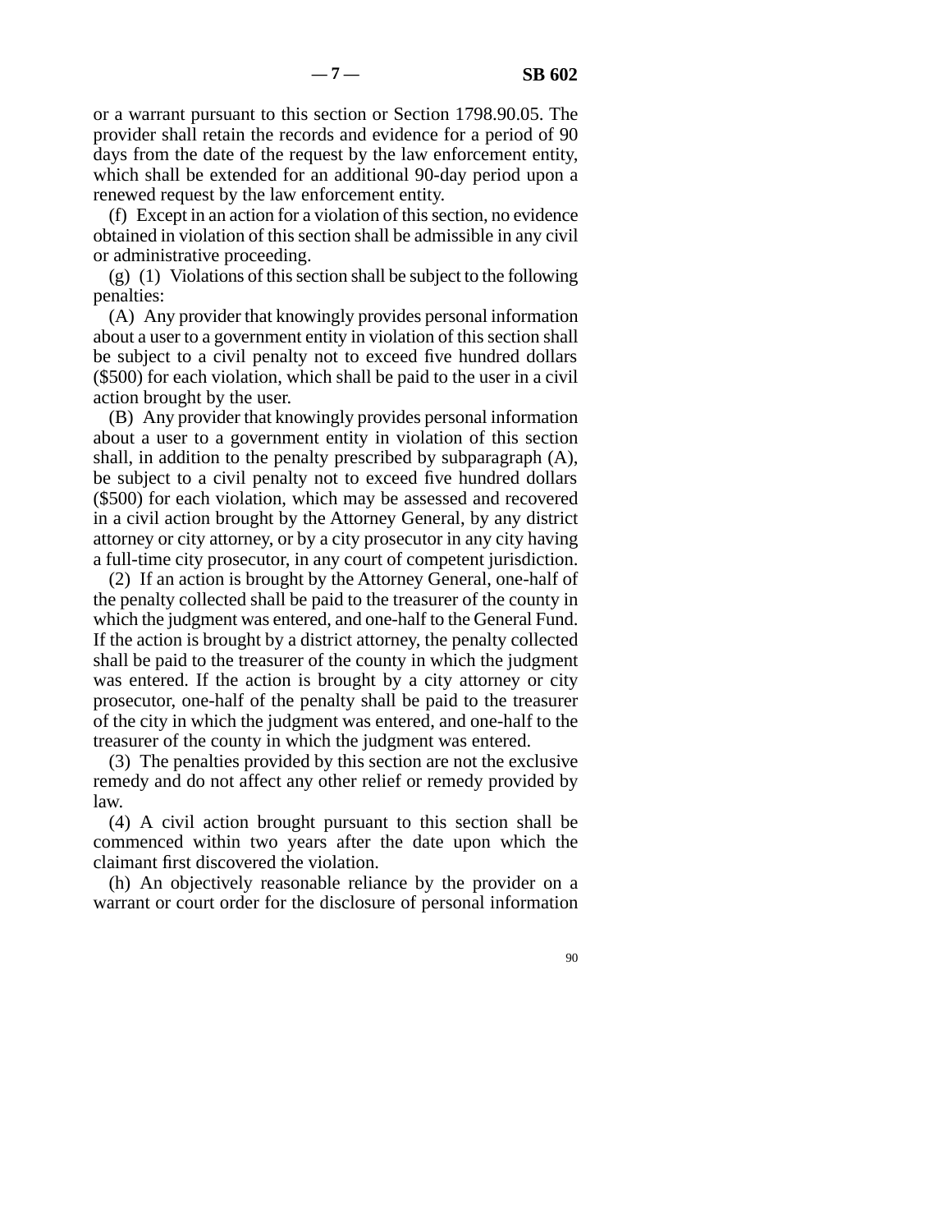or a warrant pursuant to this section or Section 1798.90.05. The provider shall retain the records and evidence for a period of 90 days from the date of the request by the law enforcement entity, which shall be extended for an additional 90-day period upon a renewed request by the law enforcement entity.

(f) Except in an action for a violation of this section, no evidence obtained in violation of this section shall be admissible in any civil or administrative proceeding.

(g) (1) Violations of this section shall be subject to the following penalties:

(A) Any provider that knowingly provides personal information about a user to a government entity in violation of this section shall be subject to a civil penalty not to exceed five hundred dollars ($500) for each violation, which shall be paid to the user in a civil action brought by the user.

(B) Any provider that knowingly provides personal information about a user to a government entity in violation of this section shall, in addition to the penalty prescribed by subparagraph (A), be subject to a civil penalty not to exceed five hundred dollars ($500) for each violation, which may be assessed and recovered in a civil action brought by the Attorney General, by any district attorney or city attorney, or by a city prosecutor in any city having a full-time city prosecutor, in any court of competent jurisdiction.

(2) If an action is brought by the Attorney General, one-half of the penalty collected shall be paid to the treasurer of the county in which the judgment was entered, and one-half to the General Fund. If the action is brought by a district attorney, the penalty collected shall be paid to the treasurer of the county in which the judgment was entered. If the action is brought by a city attorney or city prosecutor, one-half of the penalty shall be paid to the treasurer of the city in which the judgment was entered, and one-half to the treasurer of the county in which the judgment was entered.

(3) The penalties provided by this section are not the exclusive remedy and do not affect any other relief or remedy provided by law.

(4) A civil action brought pursuant to this section shall be commenced within two years after the date upon which the claimant first discovered the violation.

(h) An objectively reasonable reliance by the provider on a warrant or court order for the disclosure of personal information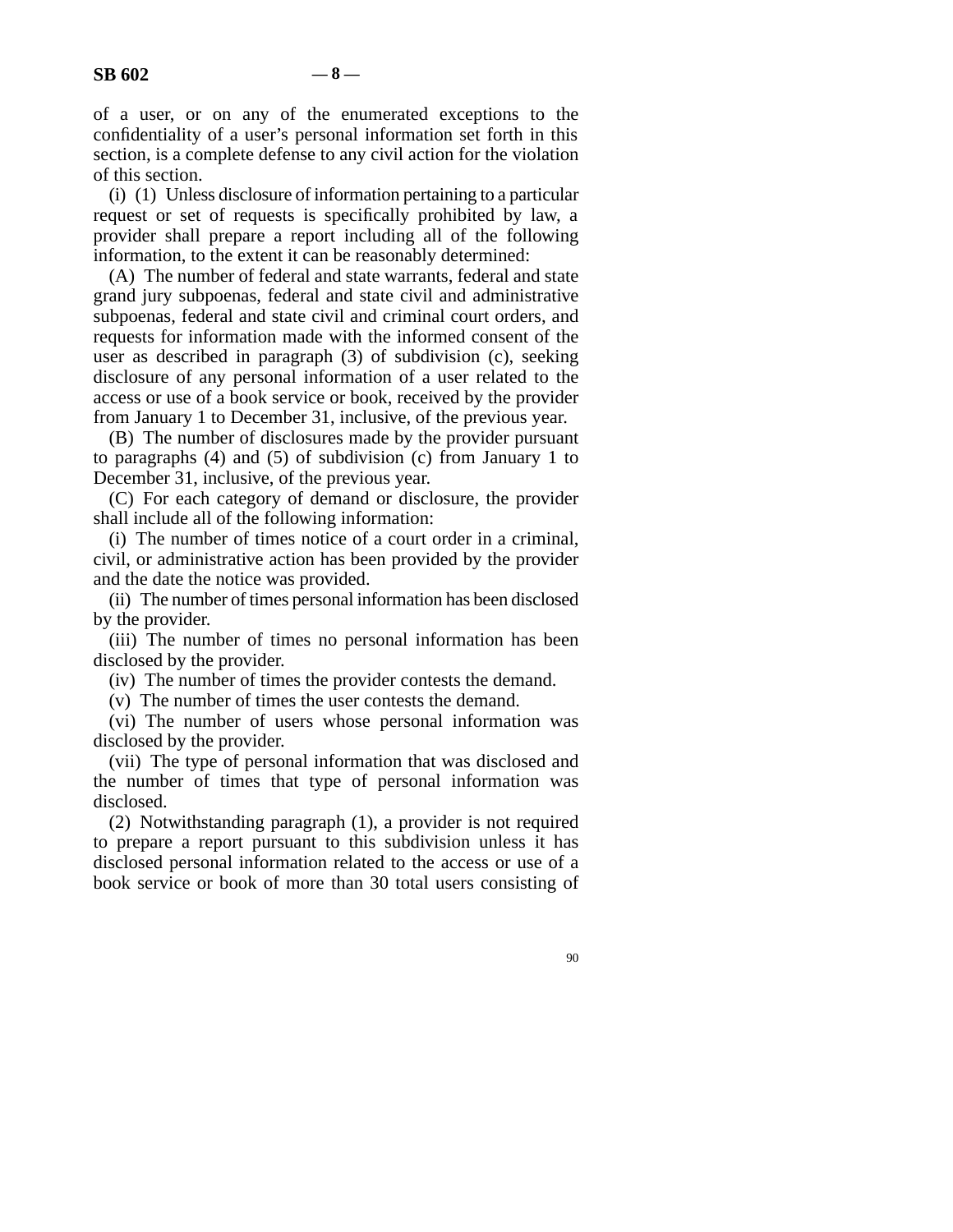of a user, or on any of the enumerated exceptions to the confidentiality of a user's personal information set forth in this section, is a complete defense to any civil action for the violation of this section.

(i) (1) Unless disclosure of information pertaining to a particular request or set of requests is specifically prohibited by law, a provider shall prepare a report including all of the following information, to the extent it can be reasonably determined:

(A) The number of federal and state warrants, federal and state grand jury subpoenas, federal and state civil and administrative subpoenas, federal and state civil and criminal court orders, and requests for information made with the informed consent of the user as described in paragraph (3) of subdivision (c), seeking disclosure of any personal information of a user related to the access or use of a book service or book, received by the provider from January 1 to December 31, inclusive, of the previous year.

(B) The number of disclosures made by the provider pursuant to paragraphs (4) and (5) of subdivision (c) from January 1 to December 31, inclusive, of the previous year.

(C) For each category of demand or disclosure, the provider shall include all of the following information:

(i) The number of times notice of a court order in a criminal, civil, or administrative action has been provided by the provider and the date the notice was provided.

(ii) The number of times personal information has been disclosed by the provider.

(iii) The number of times no personal information has been disclosed by the provider.

(iv) The number of times the provider contests the demand.

(v) The number of times the user contests the demand.

(vi) The number of users whose personal information was disclosed by the provider.

(vii) The type of personal information that was disclosed and the number of times that type of personal information was disclosed.

(2) Notwithstanding paragraph (1), a provider is not required to prepare a report pursuant to this subdivision unless it has disclosed personal information related to the access or use of a book service or book of more than 30 total users consisting of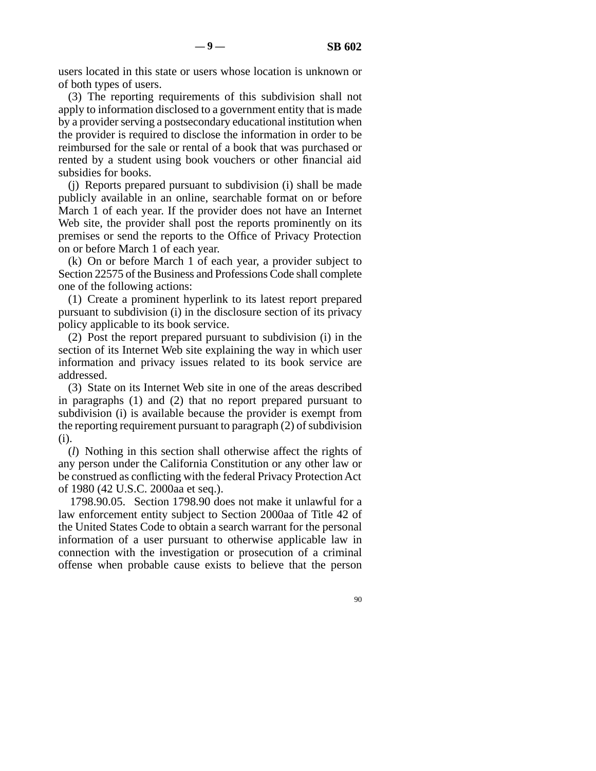users located in this state or users whose location is unknown or of both types of users.

(3) The reporting requirements of this subdivision shall not apply to information disclosed to a government entity that is made by a provider serving a postsecondary educational institution when the provider is required to disclose the information in order to be reimbursed for the sale or rental of a book that was purchased or rented by a student using book vouchers or other financial aid subsidies for books.

(j) Reports prepared pursuant to subdivision (i) shall be made publicly available in an online, searchable format on or before March 1 of each year. If the provider does not have an Internet Web site, the provider shall post the reports prominently on its premises or send the reports to the Office of Privacy Protection on or before March 1 of each year.

(k) On or before March 1 of each year, a provider subject to Section 22575 of the Business and Professions Code shall complete one of the following actions:

(1) Create a prominent hyperlink to its latest report prepared pursuant to subdivision (i) in the disclosure section of its privacy policy applicable to its book service.

(2) Post the report prepared pursuant to subdivision (i) in the section of its Internet Web site explaining the way in which user information and privacy issues related to its book service are addressed.

(3) State on its Internet Web site in one of the areas described in paragraphs (1) and (2) that no report prepared pursuant to subdivision (i) is available because the provider is exempt from the reporting requirement pursuant to paragraph (2) of subdivision (i).

(*l*) Nothing in this section shall otherwise affect the rights of any person under the California Constitution or any other law or be construed as conflicting with the federal Privacy Protection Act of 1980 (42 U.S.C. 2000aa et seq.).

1798.90.05. Section 1798.90 does not make it unlawful for a law enforcement entity subject to Section 2000aa of Title 42 of the United States Code to obtain a search warrant for the personal information of a user pursuant to otherwise applicable law in connection with the investigation or prosecution of a criminal offense when probable cause exists to believe that the person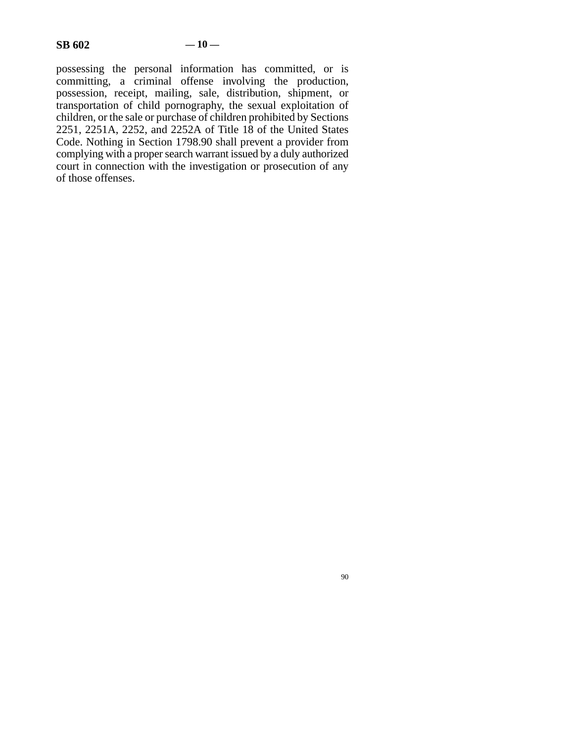possessing the personal information has committed, or is committing, a criminal offense involving the production, possession, receipt, mailing, sale, distribution, shipment, or transportation of child pornography, the sexual exploitation of children, or the sale or purchase of children prohibited by Sections 2251, 2251A, 2252, and 2252A of Title 18 of the United States Code. Nothing in Section 1798.90 shall prevent a provider from complying with a proper search warrant issued by a duly authorized court in connection with the investigation or prosecution of any of those offenses.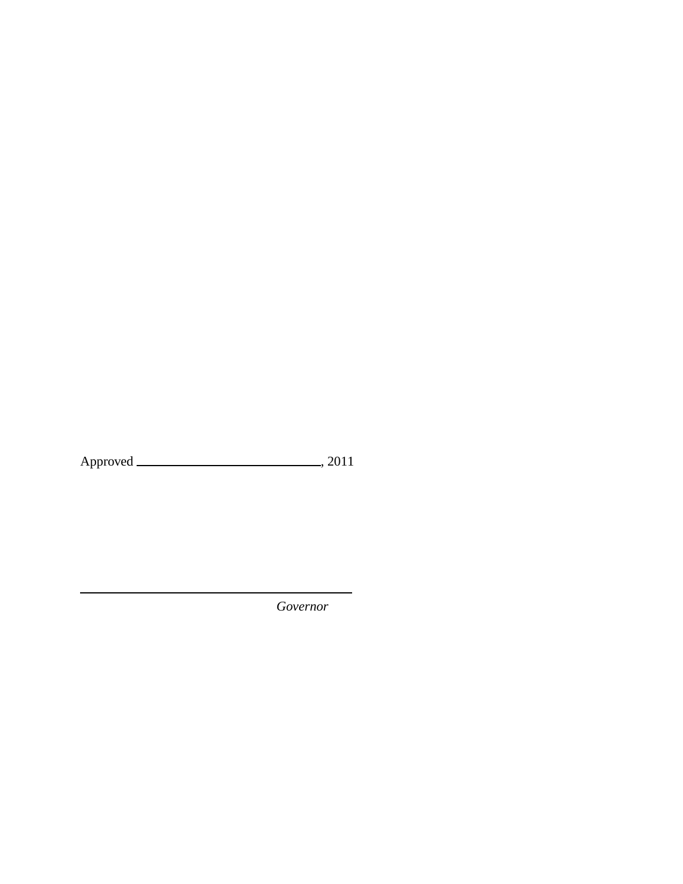Approved ____________________________, 2011

____________________________________________

*Governor*